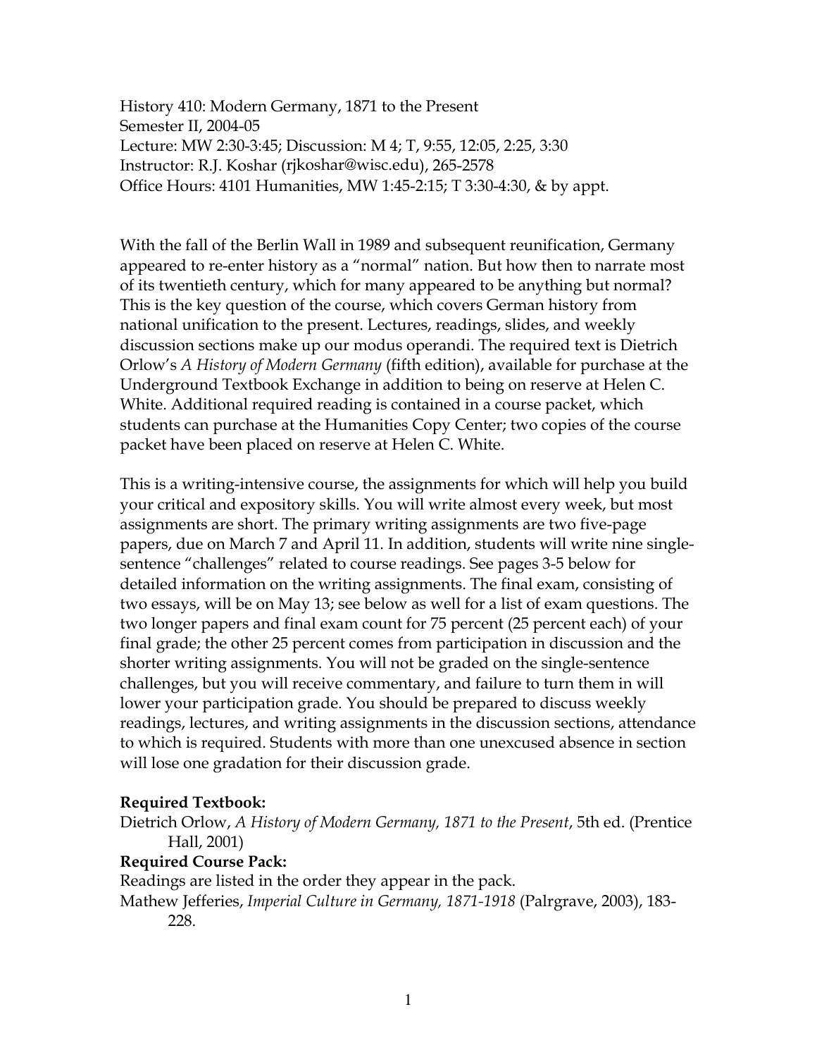History 410: Modern Germany, 1871 to the Present
Semester II, 2004-05
Lecture: MW 2:30-3:45; Discussion: M 4; T, 9:55, 12:05, 2:25, 3:30
Instructor: R.J. Koshar (rjkoshar@wisc.edu), 265-2578
Office Hours: 4101 Humanities, MW 1:45-2:15; T 3:30-4:30, & by appt.

With the fall of the Berlin Wall in 1989 and subsequent reunification, Germany appeared to re-enter history as a "normal" nation. But how then to narrate most of its twentieth century, which for many appeared to be anything but normal? This is the key question of the course, which covers German history from national unification to the present. Lectures, readings, slides, and weekly discussion sections make up our modus operandi. The required text is Dietrich Orlow's *A History of Modern Germany* (fifth edition), available for purchase at the Underground Textbook Exchange in addition to being on reserve at Helen C. White. Additional required reading is contained in a course packet, which students can purchase at the Humanities Copy Center; two copies of the course packet have been placed on reserve at Helen C. White.

This is a writing-intensive course, the assignments for which will help you build your critical and expository skills. You will write almost every week, but most assignments are short. The primary writing assignments are two five-page papers, due on March 7 and April 11. In addition, students will write nine single-sentence "challenges" related to course readings. See pages 3-5 below for detailed information on the writing assignments. The final exam, consisting of two essays, will be on May 13; see below as well for a list of exam questions. The two longer papers and final exam count for 75 percent (25 percent each) of your final grade; the other 25 percent comes from participation in discussion and the shorter writing assignments. You will not be graded on the single-sentence challenges, but you will receive commentary, and failure to turn them in will lower your participation grade. You should be prepared to discuss weekly readings, lectures, and writing assignments in the discussion sections, attendance to which is required. Students with more than one unexcused absence in section will lose one gradation for their discussion grade.

**Required Textbook:**

Dietrich Orlow, *A History of Modern Germany, 1871 to the Present*, 5th ed. (Prentice Hall, 2001)

**Required Course Pack:**

Readings are listed in the order they appear in the pack.

Mathew Jefferies, *Imperial Culture in Germany, 1871-1918* (Palrgrave, 2003), 183-228.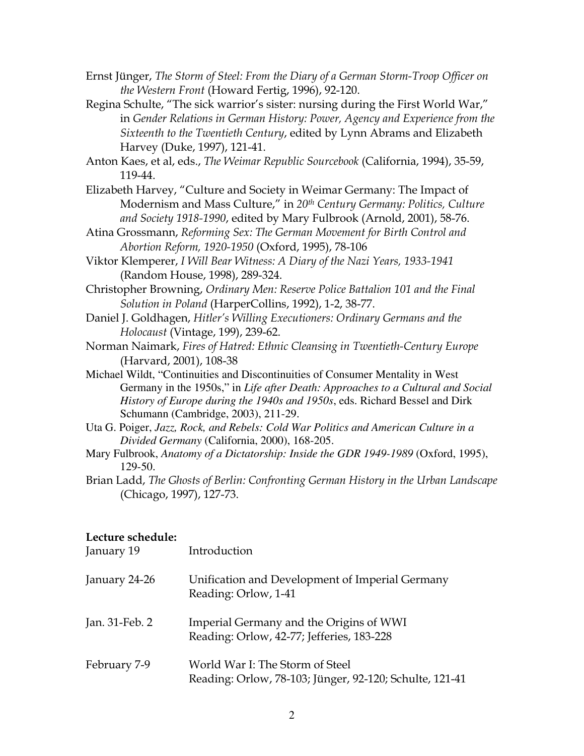Ernst Jünger, *The Storm of Steel: From the Diary of a German Storm-Troop Officer on the Western Front* (Howard Fertig, 1996), 92-120.

Regina Schulte, "The sick warrior's sister: nursing during the First World War," in *Gender Relations in German History: Power, Agency and Experience from the Sixteenth to the Twentieth Century*, edited by Lynn Abrams and Elizabeth Harvey (Duke, 1997), 121-41.

Anton Kaes, et al, eds., *The Weimar Republic Sourcebook* (California, 1994), 35-59, 119-44.

Elizabeth Harvey, "Culture and Society in Weimar Germany: The Impact of Modernism and Mass Culture," in *20th Century Germany: Politics, Culture and Society 1918-1990*, edited by Mary Fulbrook (Arnold, 2001), 58-76.

Atina Grossmann, *Reforming Sex: The German Movement for Birth Control and Abortion Reform, 1920-1950* (Oxford, 1995), 78-106

Viktor Klemperer, *I Will Bear Witness: A Diary of the Nazi Years, 1933-1941* (Random House, 1998), 289-324.

Christopher Browning, *Ordinary Men: Reserve Police Battalion 101 and the Final Solution in Poland* (HarperCollins, 1992), 1-2, 38-77.

Daniel J. Goldhagen, *Hitler's Willing Executioners: Ordinary Germans and the Holocaust* (Vintage, 199), 239-62.

Norman Naimark, *Fires of Hatred: Ethnic Cleansing in Twentieth-Century Europe* (Harvard, 2001), 108-38

Michael Wildt, "Continuities and Discontinuities of Consumer Mentality in West Germany in the 1950s," in *Life after Death: Approaches to a Cultural and Social History of Europe during the 1940s and 1950s*, eds. Richard Bessel and Dirk Schumann (Cambridge, 2003), 211-29.

Uta G. Poiger, *Jazz, Rock, and Rebels: Cold War Politics and American Culture in a Divided Germany* (California, 2000), 168-205.

Mary Fulbrook, *Anatomy of a Dictatorship: Inside the GDR 1949-1989* (Oxford, 1995), 129-50.

Brian Ladd, *The Ghosts of Berlin: Confronting German History in the Urban Landscape* (Chicago, 1997), 127-73.

**Lecture schedule:**

| | |
|---|---|
| January 19 | Introduction |
| January 24-26 | Unification and Development of Imperial Germany<br>Reading: Orlow, 1-41 |
| Jan. 31-Feb. 2 | Imperial Germany and the Origins of WWI<br>Reading: Orlow, 42-77; Jefferies, 183-228 |
| February 7-9 | World War I: The Storm of Steel<br>Reading: Orlow, 78-103; Jünger, 92-120; Schulte, 121-41 |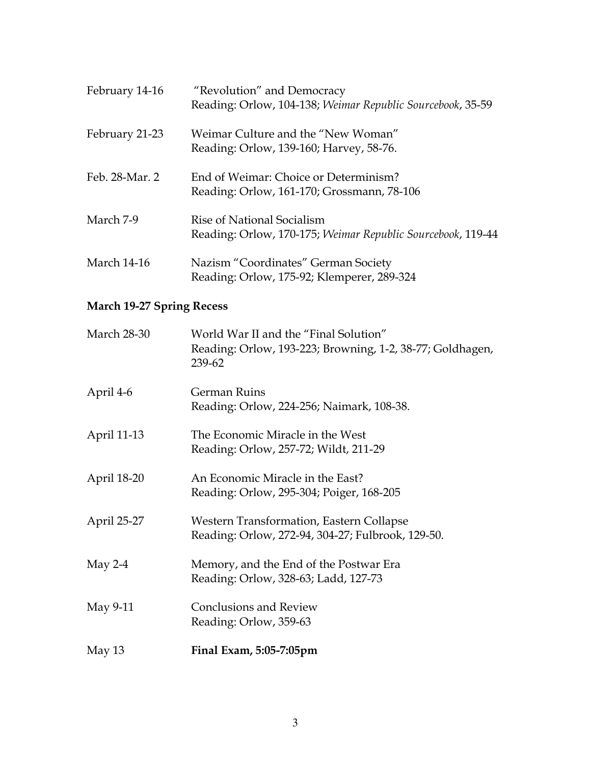February 14-16 — "Revolution" and Democracy
Reading: Orlow, 104-138; *Weimar Republic Sourcebook*, 35-59

February 21-23 — Weimar Culture and the "New Woman"
Reading: Orlow, 139-160; Harvey, 58-76.

Feb. 28-Mar. 2 — End of Weimar: Choice or Determinism?
Reading: Orlow, 161-170; Grossmann, 78-106

March 7-9 — Rise of National Socialism
Reading: Orlow, 170-175; *Weimar Republic Sourcebook*, 119-44

March 14-16 — Nazism "Coordinates" German Society
Reading: Orlow, 175-92; Klemperer, 289-324

**March 19-27 Spring Recess**

March 28-30 — World War II and the "Final Solution"
Reading: Orlow, 193-223; Browning, 1-2, 38-77; Goldhagen, 239-62

April 4-6 — German Ruins
Reading: Orlow, 224-256; Naimark, 108-38.

April 11-13 — The Economic Miracle in the West
Reading: Orlow, 257-72; Wildt, 211-29

April 18-20 — An Economic Miracle in the East?
Reading: Orlow, 295-304; Poiger, 168-205

April 25-27 — Western Transformation, Eastern Collapse
Reading: Orlow, 272-94, 304-27; Fulbrook, 129-50.

May 2-4 — Memory, and the End of the Postwar Era
Reading: Orlow, 328-63; Ladd, 127-73

May 9-11 — Conclusions and Review
Reading: Orlow, 359-63

May 13 — **Final Exam, 5:05-7:05pm**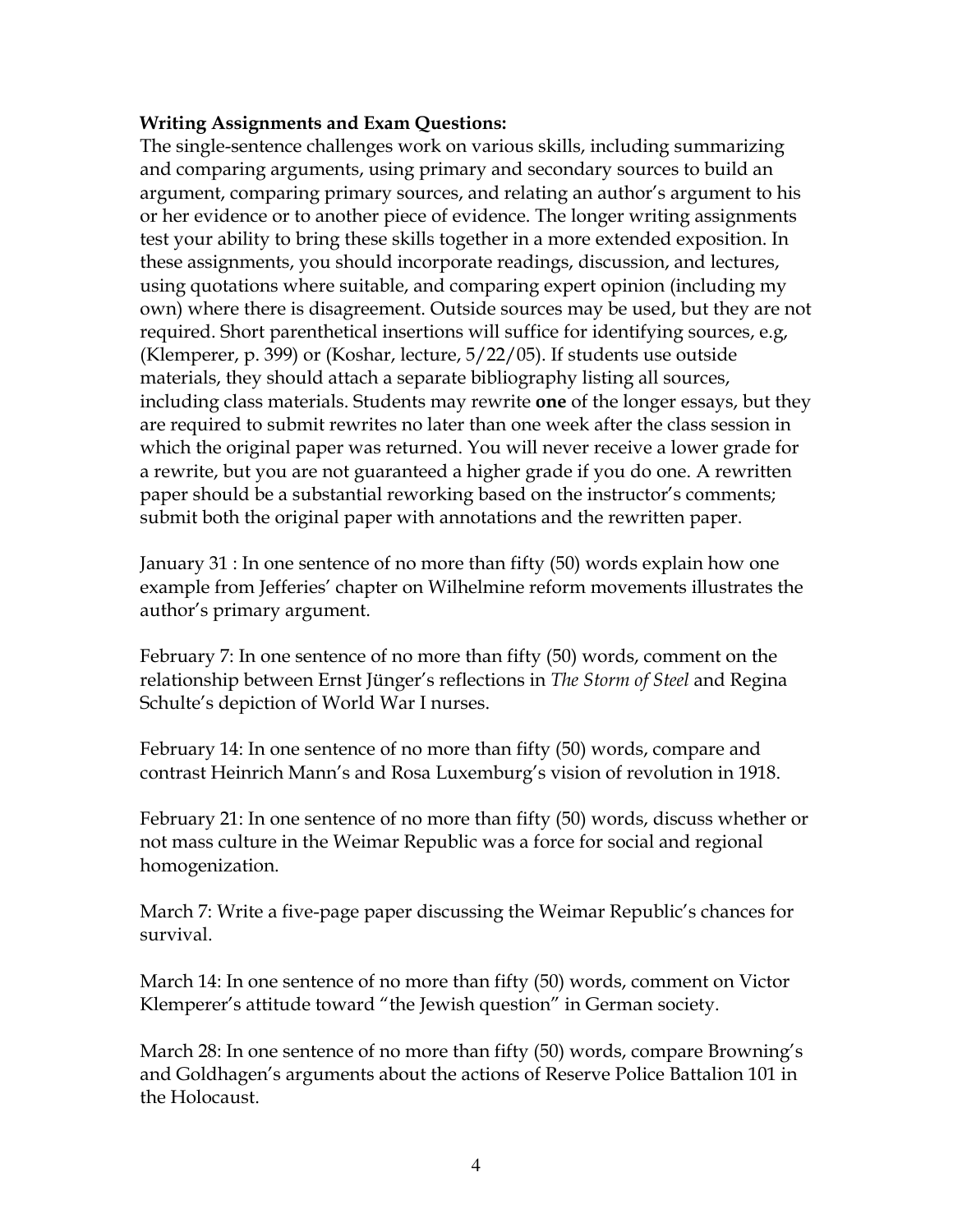**Writing Assignments and Exam Questions:**

The single-sentence challenges work on various skills, including summarizing and comparing arguments, using primary and secondary sources to build an argument, comparing primary sources, and relating an author's argument to his or her evidence or to another piece of evidence. The longer writing assignments test your ability to bring these skills together in a more extended exposition. In these assignments, you should incorporate readings, discussion, and lectures, using quotations where suitable, and comparing expert opinion (including my own) where there is disagreement. Outside sources may be used, but they are not required. Short parenthetical insertions will suffice for identifying sources, e.g, (Klemperer, p. 399) or (Koshar, lecture, 5/22/05). If students use outside materials, they should attach a separate bibliography listing all sources, including class materials. Students may rewrite **one** of the longer essays, but they are required to submit rewrites no later than one week after the class session in which the original paper was returned. You will never receive a lower grade for a rewrite, but you are not guaranteed a higher grade if you do one. A rewritten paper should be a substantial reworking based on the instructor's comments; submit both the original paper with annotations and the rewritten paper.

January 31 : In one sentence of no more than fifty (50) words explain how one example from Jefferies' chapter on Wilhelmine reform movements illustrates the author's primary argument.

February 7: In one sentence of no more than fifty (50) words, comment on the relationship between Ernst Jünger's reflections in *The Storm of Steel* and Regina Schulte's depiction of World War I nurses.

February 14: In one sentence of no more than fifty (50) words, compare and contrast Heinrich Mann's and Rosa Luxemburg's vision of revolution in 1918.

February 21: In one sentence of no more than fifty (50) words, discuss whether or not mass culture in the Weimar Republic was a force for social and regional homogenization.

March 7: Write a five-page paper discussing the Weimar Republic's chances for survival.

March 14: In one sentence of no more than fifty (50) words, comment on Victor Klemperer's attitude toward "the Jewish question" in German society.

March 28: In one sentence of no more than fifty (50) words, compare Browning's and Goldhagen's arguments about the actions of Reserve Police Battalion 101 in the Holocaust.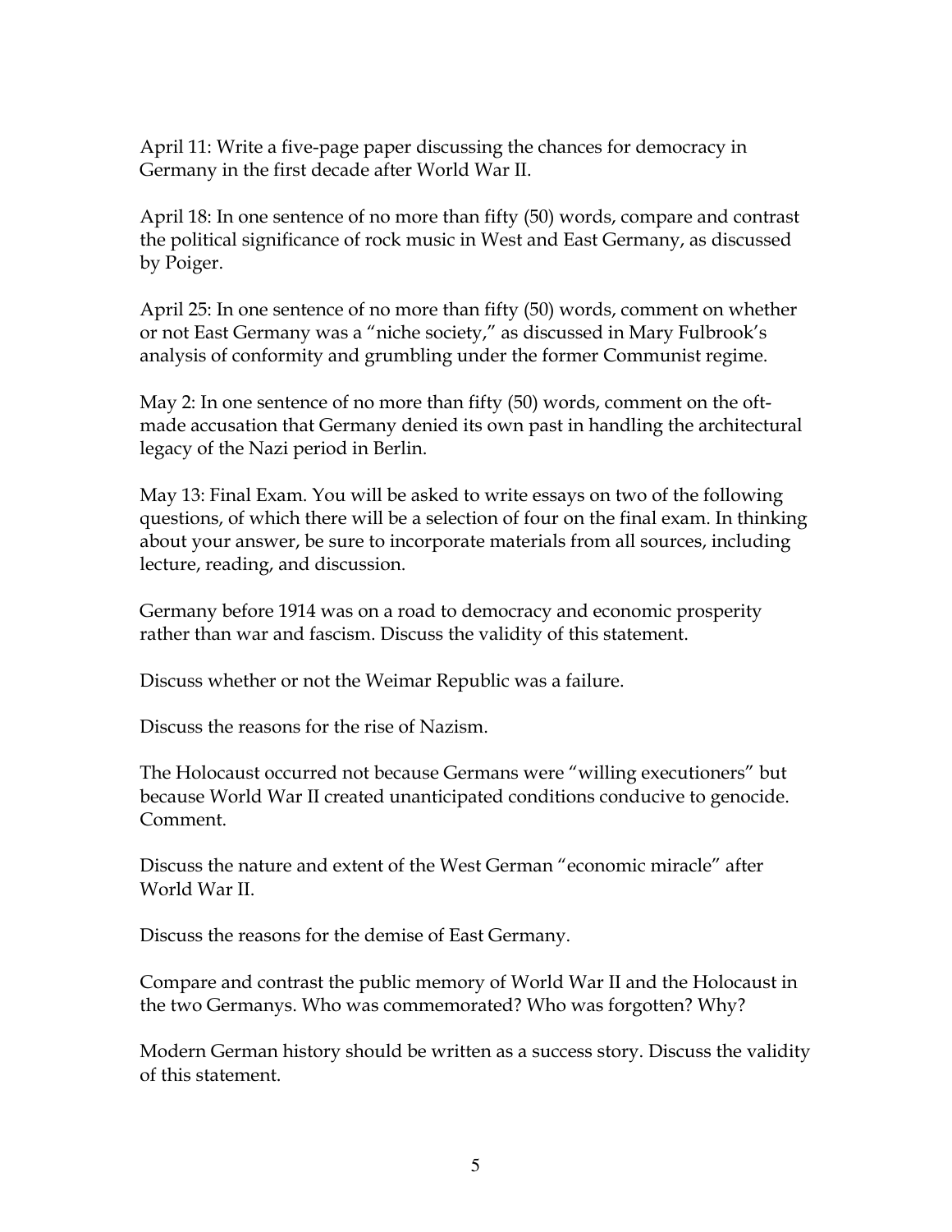April 11: Write a five-page paper discussing the chances for democracy in Germany in the first decade after World War II.

April 18: In one sentence of no more than fifty (50) words, compare and contrast the political significance of rock music in West and East Germany, as discussed by Poiger.

April 25: In one sentence of no more than fifty (50) words, comment on whether or not East Germany was a "niche society," as discussed in Mary Fulbrook's analysis of conformity and grumbling under the former Communist regime.

May 2: In one sentence of no more than fifty (50) words, comment on the oft-made accusation that Germany denied its own past in handling the architectural legacy of the Nazi period in Berlin.

May 13: Final Exam. You will be asked to write essays on two of the following questions, of which there will be a selection of four on the final exam. In thinking about your answer, be sure to incorporate materials from all sources, including lecture, reading, and discussion.

Germany before 1914 was on a road to democracy and economic prosperity rather than war and fascism. Discuss the validity of this statement.

Discuss whether or not the Weimar Republic was a failure.

Discuss the reasons for the rise of Nazism.

The Holocaust occurred not because Germans were "willing executioners" but because World War II created unanticipated conditions conducive to genocide. Comment.

Discuss the nature and extent of the West German "economic miracle" after World War II.

Discuss the reasons for the demise of East Germany.

Compare and contrast the public memory of World War II and the Holocaust in the two Germanys. Who was commemorated? Who was forgotten? Why?

Modern German history should be written as a success story. Discuss the validity of this statement.